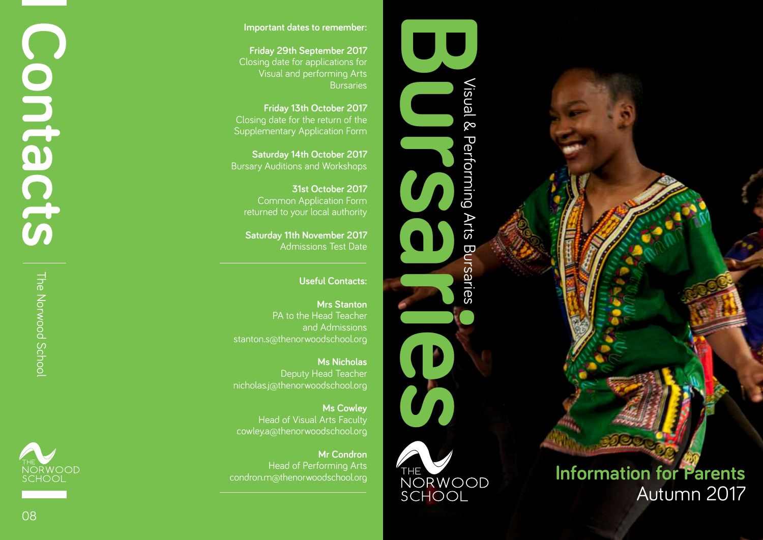# Contacts

The Norwood School

**Important dates to remember:**

**Friday 29th September 2017**
Closing date for applications for Visual and performing Arts Bursaries

**Friday 13th October 2017**
Closing date for the return of the Supplementary Application Form

**Saturday 14th October 2017**
Bursary Auditions and Workshops

**31st October 2017**
Common Application Form returned to your local authority

**Saturday 11th November 2017**
Admissions Test Date

**Useful Contacts:**

**Mrs Stanton**
PA to the Head Teacher and Admissions
stanton.s@thenorwoodschool.org

**Ms Nicholas**
Deputy Head Teacher
nicholas.j@thenorwoodschool.org

**Ms Cowley**
Head of Visual Arts Faculty
cowley.a@thenorwoodschool.org

**Mr Condron**
Head of Performing Arts
condron.m@thenorwoodschool.org

# Bursaries

Visual & Performing Arts Bursaries

The Norwood School

**Information for Parents**
Autumn 2017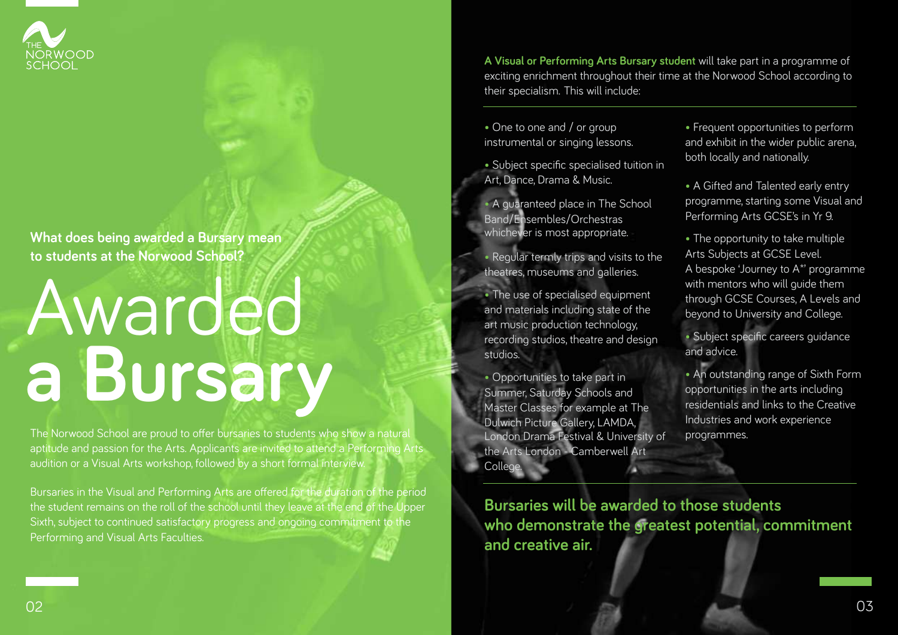THE NORWOOD SCHOOL

**What does being awarded a Bursary mean to students at the Norwood School?**

# Awarded **a Bursary**

The Norwood School are proud to offer bursaries to students who show a natural aptitude and passion for the Arts. Applicants are invited to attend a Performing Arts audition or a Visual Arts workshop, followed by a short formal interview.

Bursaries in the Visual and Performing Arts are offered for the duration of the period the student remains on the roll of the school until they leave at the end of the Upper Sixth, subject to continued satisfactory progress and ongoing commitment to the Performing and Visual Arts Faculties.

**A Visual or Performing Arts Bursary student** will take part in a programme of exciting enrichment throughout their time at the Norwood School according to their specialism. This will include:

- One to one and / or group instrumental or singing lessons.
- Subject specific specialised tuition in Art, Dance, Drama & Music.
- A guaranteed place in The School Band/Ensembles/Orchestras whichever is most appropriate.
- Regular termly trips and visits to the theatres, museums and galleries.
- The use of specialised equipment and materials including state of the art music production technology, recording studios, theatre and design studios.
- Opportunities to take part in Summer, Saturday Schools and Master Classes for example at The Dulwich Picture Gallery, LAMDA, London Drama Festival & University of the Arts London - Camberwell Art College.
- Frequent opportunities to perform and exhibit in the wider public arena, both locally and nationally.
- A Gifted and Talented early entry programme, starting some Visual and Performing Arts GCSE's in Yr 9.
- The opportunity to take multiple Arts Subjects at GCSE Level. A bespoke 'Journey to A*' programme with mentors who will guide them through GCSE Courses, A Levels and beyond to University and College.
- Subject specific careers guidance and advice.
- An outstanding range of Sixth Form opportunities in the arts including residentials and links to the Creative Industries and work experience programmes.

**Bursaries will be awarded to those students who demonstrate the greatest potential, commitment and creative air.**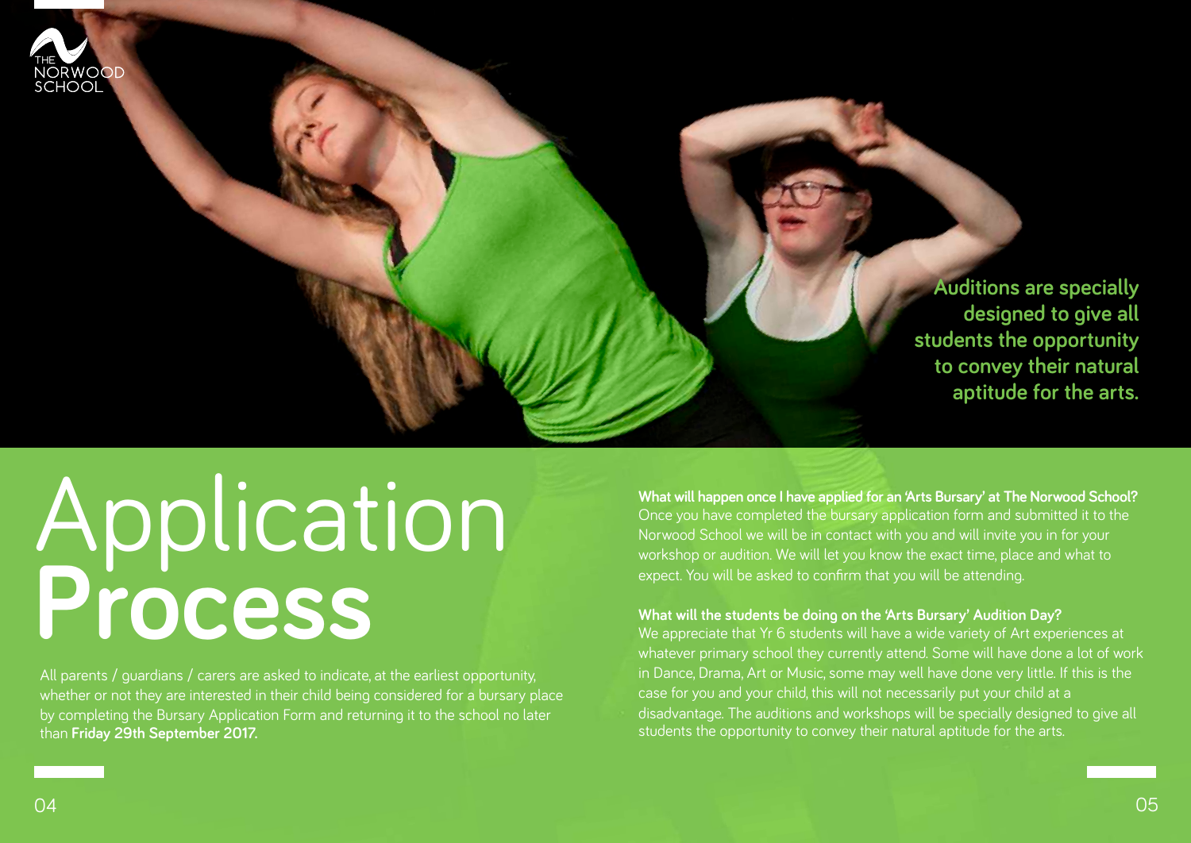Auditions are specially designed to give all students the opportunity to convey their natural aptitude for the arts.

# Application **Process**

All parents / guardians / carers are asked to indicate, at the earliest opportunity, whether or not they are interested in their child being considered for a bursary place by completing the Bursary Application Form and returning it to the school no later than **Friday 29th September 2017.**

**What will happen once I have applied for an 'Arts Bursary' at The Norwood School?**
Once you have completed the bursary application form and submitted it to the Norwood School we will be in contact with you and will invite you in for your workshop or audition. We will let you know the exact time, place and what to expect. You will be asked to confirm that you will be attending.

**What will the students be doing on the 'Arts Bursary' Audition Day?**
We appreciate that Yr 6 students will have a wide variety of Art experiences at whatever primary school they currently attend. Some will have done a lot of work in Dance, Drama, Art or Music, some may well have done very little. If this is the case for you and your child, this will not necessarily put your child at a disadvantage. The auditions and workshops will be specially designed to give all students the opportunity to convey their natural aptitude for the arts.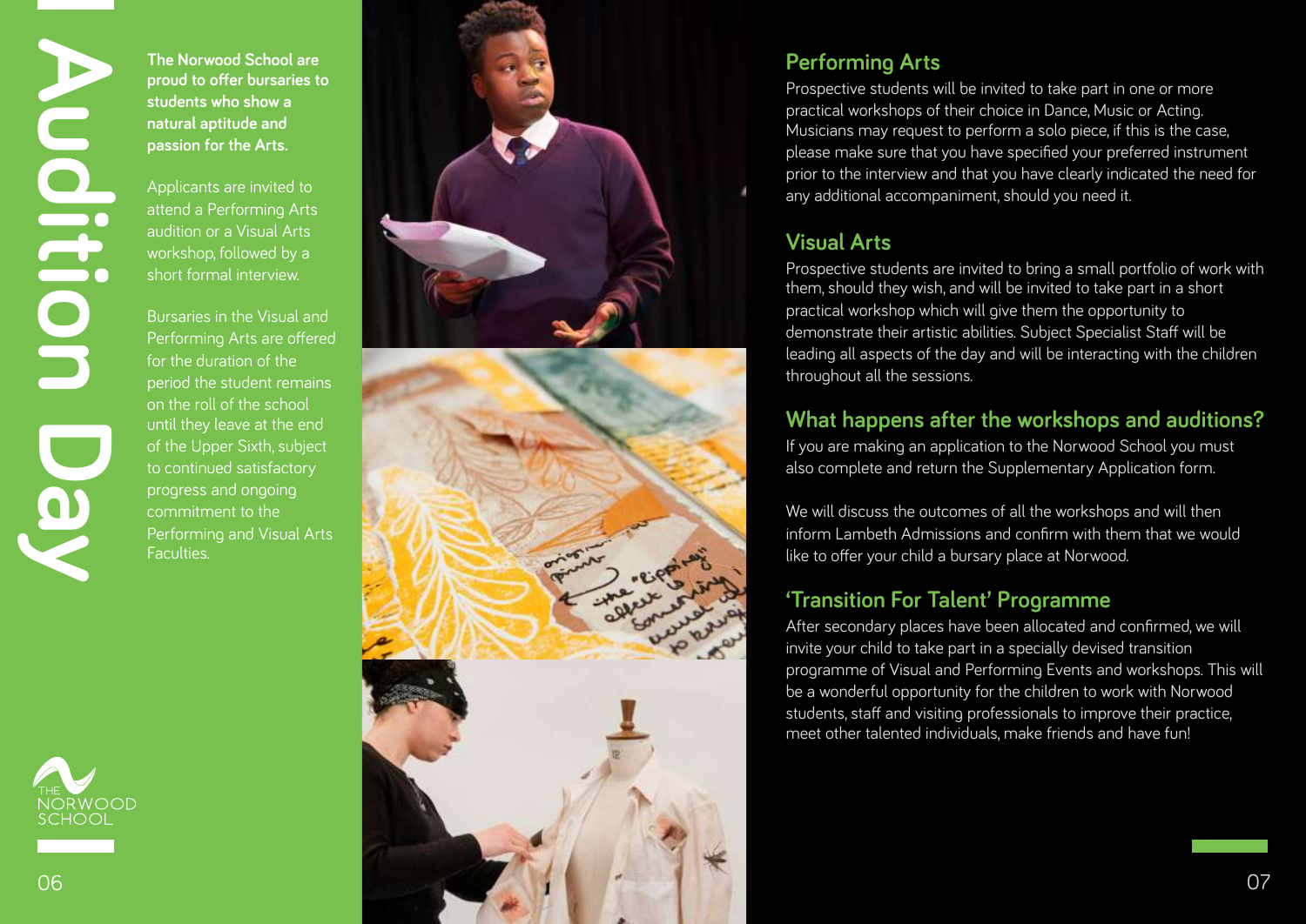# Audition Day

**The Norwood School are proud to offer bursaries to students who show a natural aptitude and passion for the Arts.**

Applicants are invited to attend a Performing Arts audition or a Visual Arts workshop, followed by a short formal interview.

Bursaries in the Visual and Performing Arts are offered for the duration of the period the student remains on the roll of the school until they leave at the end of the Upper Sixth, subject to continued satisfactory progress and ongoing commitment to the Performing and Visual Arts Faculties.

## Performing Arts

Prospective students will be invited to take part in one or more practical workshops of their choice in Dance, Music or Acting. Musicians may request to perform a solo piece, if this is the case, please make sure that you have specified your preferred instrument prior to the interview and that you have clearly indicated the need for any additional accompaniment, should you need it.

## Visual Arts

Prospective students are invited to bring a small portfolio of work with them, should they wish, and will be invited to take part in a short practical workshop which will give them the opportunity to demonstrate their artistic abilities. Subject Specialist Staff will be leading all aspects of the day and will be interacting with the children throughout all the sessions.

## What happens after the workshops and auditions?

If you are making an application to the Norwood School you must also complete and return the Supplementary Application form.

We will discuss the outcomes of all the workshops and will then inform Lambeth Admissions and confirm with them that we would like to offer your child a bursary place at Norwood.

## 'Transition For Talent' Programme

After secondary places have been allocated and confirmed, we will invite your child to take part in a specially devised transition programme of Visual and Performing Events and workshops. This will be a wonderful opportunity for the children to work with Norwood students, staff and visiting professionals to improve their practice, meet other talented individuals, make friends and have fun!